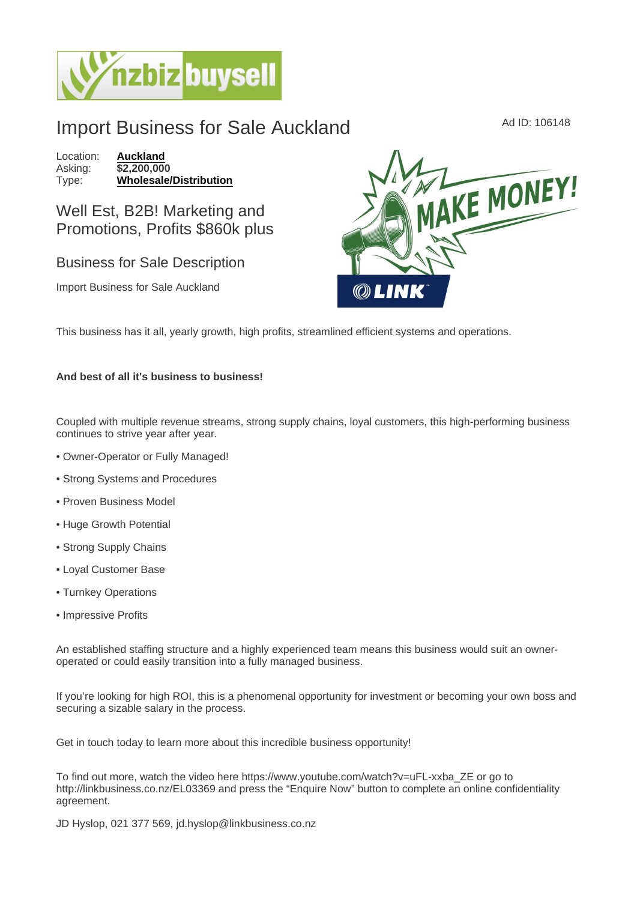# Import Business for Sale Auckland

Ad ID: 106148

Location: **Auckland**
Asking: **$2,200,000**
Type: **Wholesale/Distribution**

## Well Est, B2B! Marketing and Promotions, Profits $860k plus

### Business for Sale Description

Import Business for Sale Auckland

This business has it all, yearly growth, high profits, streamlined efficient systems and operations.

**And best of all it's business to business!**

Coupled with multiple revenue streams, strong supply chains, loyal customers, this high-performing business continues to strive year after year.

- Owner-Operator or Fully Managed!
- Strong Systems and Procedures
- Proven Business Model
- Huge Growth Potential
- Strong Supply Chains
- Loyal Customer Base
- Turnkey Operations
- Impressive Profits

An established staffing structure and a highly experienced team means this business would suit an owner-operated or could easily transition into a fully managed business.

If you're looking for high ROI, this is a phenomenal opportunity for investment or becoming your own boss and securing a sizable salary in the process.

Get in touch today to learn more about this incredible business opportunity!

To find out more, watch the video here https://www.youtube.com/watch?v=uFL-xxba_ZE or go to http://linkbusiness.co.nz/EL03369 and press the "Enquire Now" button to complete an online confidentiality agreement.

JD Hyslop, 021 377 569, jd.hyslop@linkbusiness.co.nz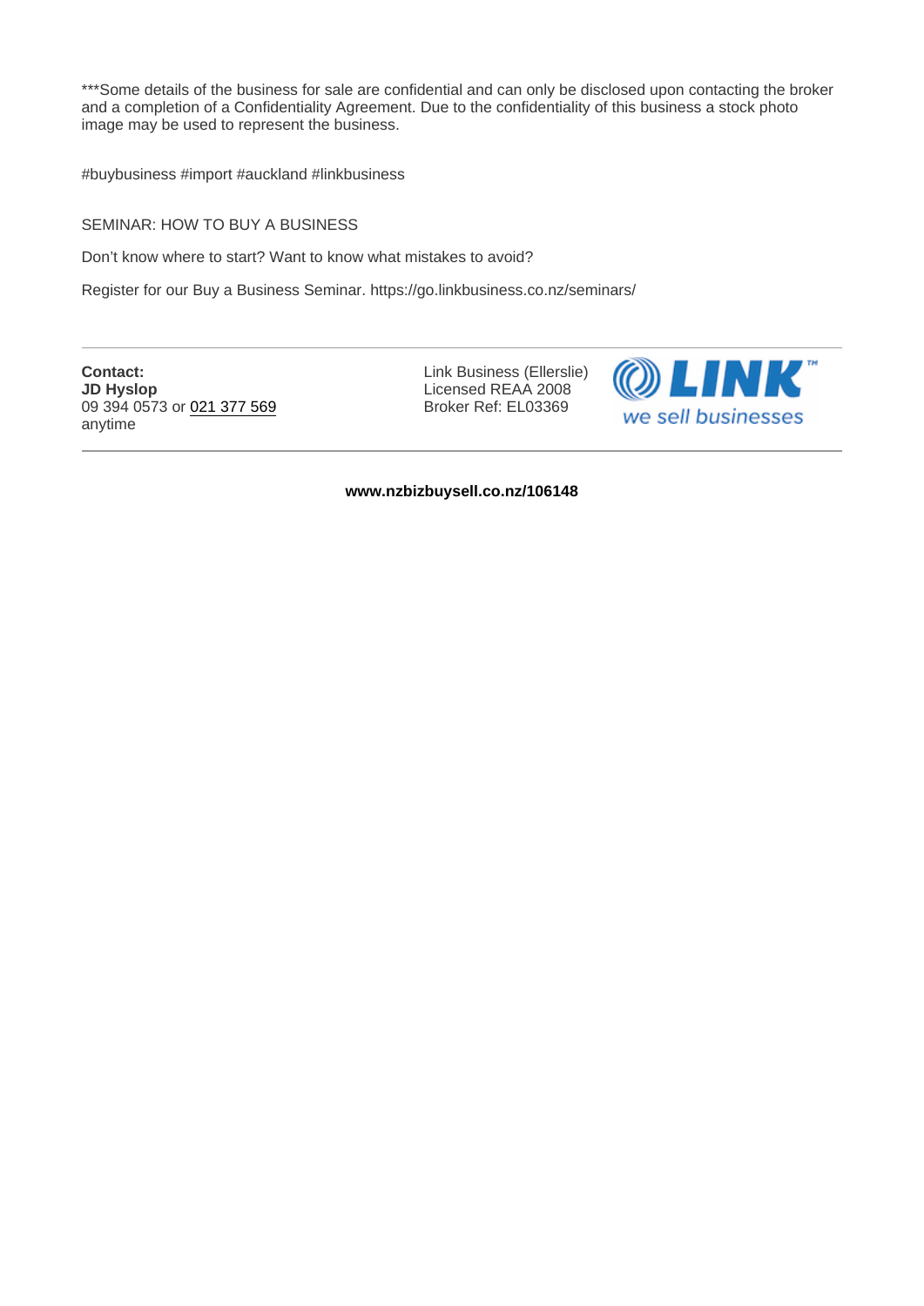***Some details of the business for sale are confidential and can only be disclosed upon contacting the broker and a completion of a Confidentiality Agreement. Due to the confidentiality of this business a stock photo image may be used to represent the business.

#buybusiness #import #auckland #linkbusiness

SEMINAR: HOW TO BUY A BUSINESS

Don't know where to start? Want to know what mistakes to avoid?

Register for our Buy a Business Seminar. https://go.linkbusiness.co.nz/seminars/

---

**Contact:**
**JD Hyslop**
09 394 0573 or 021 377 569
anytime

Link Business (Ellerslie)
Licensed REAA 2008
Broker Ref: EL03369

LINK™
we sell businesses

---

**www.nzbizbuysell.co.nz/106148**